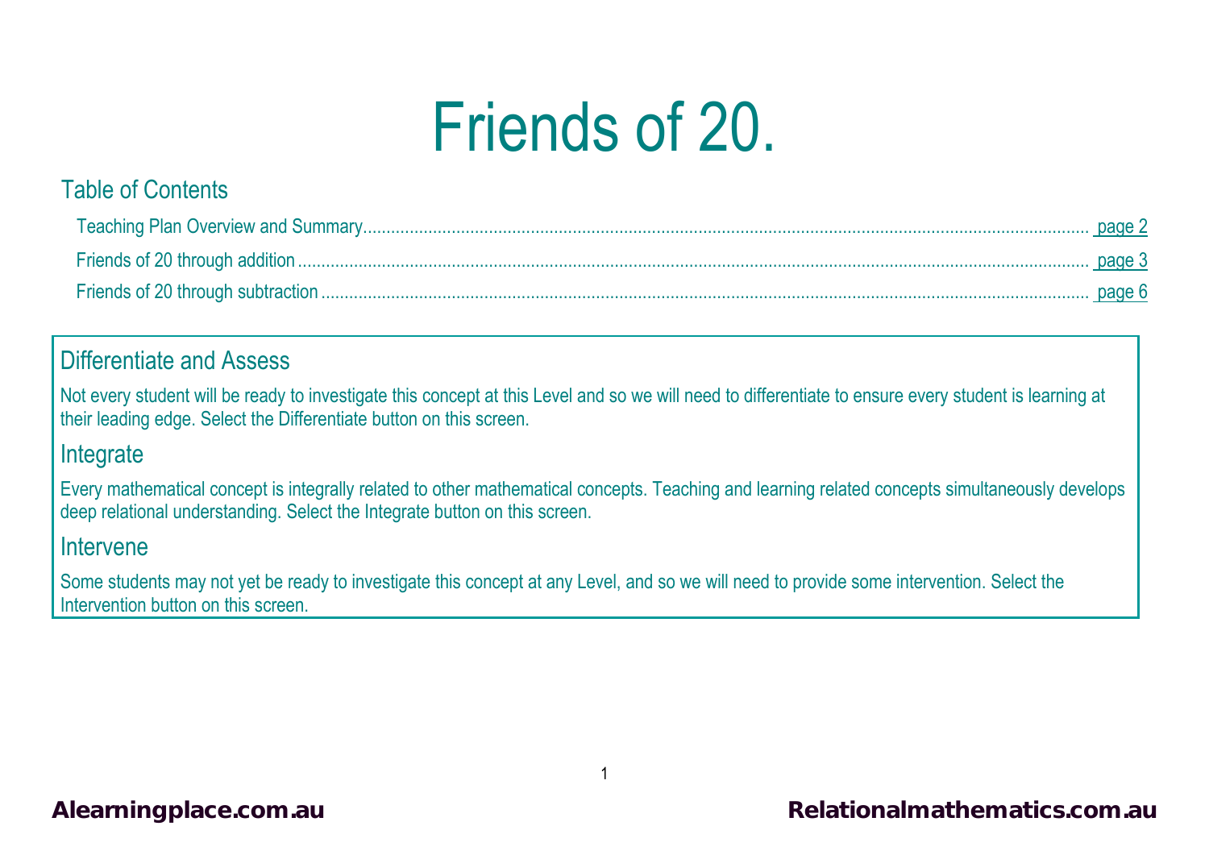# Friends of 20.

## Table of Contents

- Teaching Plan Overview and Summary ........ page 2
- Friends of 20 through addition ........ page 3
- Friends of 20 through subtraction ........ page 6

## Differentiate and Assess

Not every student will be ready to investigate this concept at this Level and so we will need to differentiate to ensure every student is learning at their leading edge. Select the Differentiate button on this screen.

## Integrate

Every mathematical concept is integrally related to other mathematical concepts. Teaching and learning related concepts simultaneously develops deep relational understanding. Select the Integrate button on this screen.

## Intervene

Some students may not yet be ready to investigate this concept at any Level, and so we will need to provide some intervention. Select the Intervention button on this screen.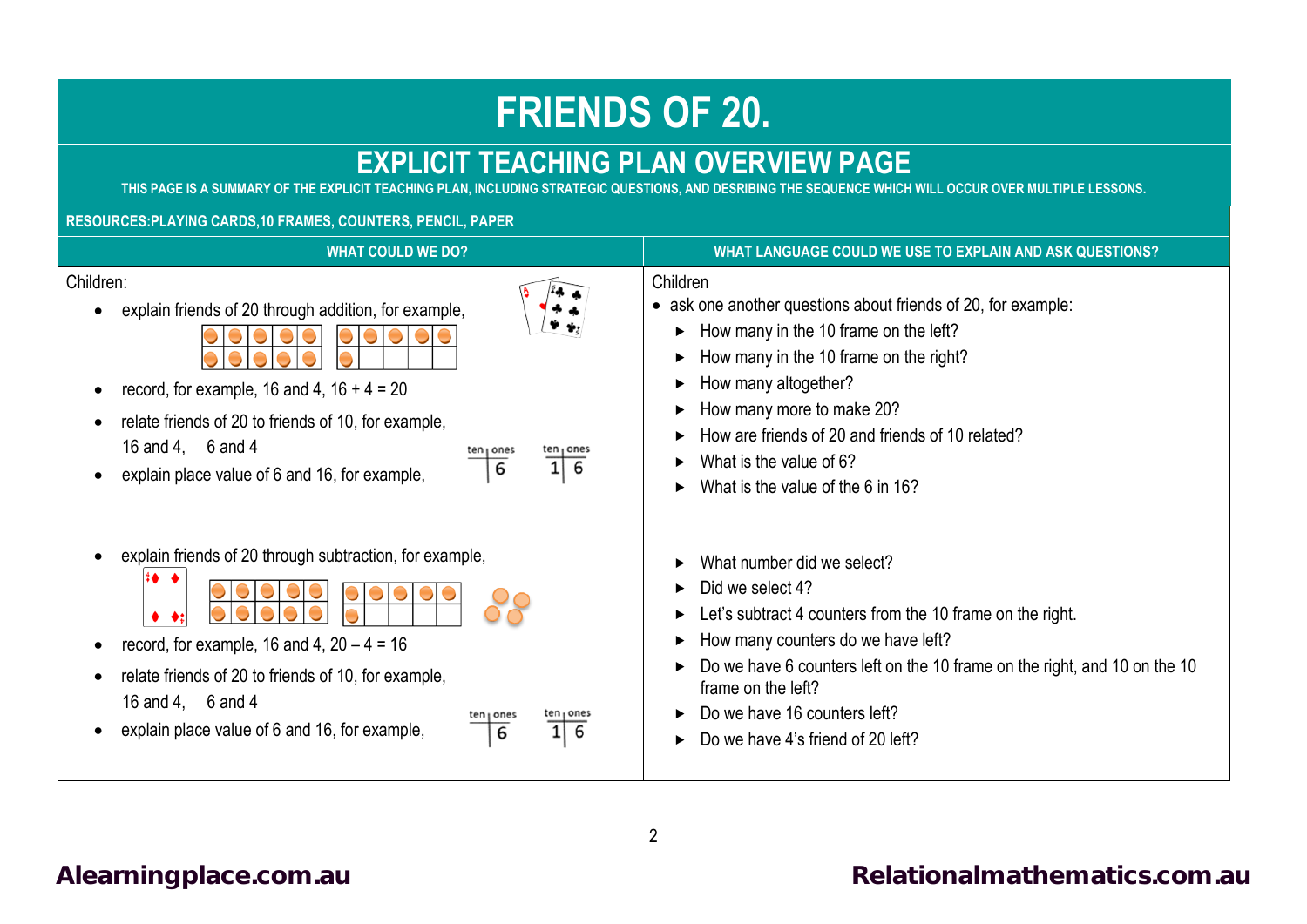# FRIENDS OF 20.

## EXPLICIT TEACHING PLAN OVERVIEW PAGE

THIS PAGE IS A SUMMARY OF THE EXPLICIT TEACHING PLAN, INCLUDING STRATEGIC QUESTIONS, AND DESRIBING THE SEQUENCE WHICH WILL OCCUR OVER MULTIPLE LESSONS.

**RESOURCES:PLAYING CARDS,10 FRAMES, COUNTERS, PENCIL, PAPER**

| WHAT COULD WE DO? | WHAT LANGUAGE COULD WE USE TO EXPLAIN AND ASK QUESTIONS? |
|---|---|
| Children:<br>• explain friends of 20 through addition, for example,<br>• record, for example, 16 and 4, 16 + 4 = 20<br>• relate friends of 20 to friends of 10, for example, 16 and 4, 6 and 4<br>• explain place value of 6 and 16, for example, (ten \| ones: 6) (ten \| ones: 1 \| 6) | Children<br>• ask one another questions about friends of 20, for example:<br>► How many in the 10 frame on the left?<br>► How many in the 10 frame on the right?<br>► How many altogether?<br>► How many more to make 20?<br>► How are friends of 20 and friends of 10 related?<br>► What is the value of 6?<br>► What is the value of the 6 in 16? |
| • explain friends of 20 through subtraction, for example,<br>• record, for example, 16 and 4, 20 – 4 = 16<br>• relate friends of 20 to friends of 10, for example, 16 and 4, 6 and 4<br>• explain place value of 6 and 16, for example, (ten \| ones: 6) (ten \| ones: 1 \| 6) | ► What number did we select?<br>► Did we select 4?<br>► Let's subtract 4 counters from the 10 frame on the right.<br>► How many counters do we have left?<br>► Do we have 6 counters left on the 10 frame on the right, and 10 on the 10 frame on the left?<br>► Do we have 16 counters left?<br>► Do we have 4's friend of 20 left? |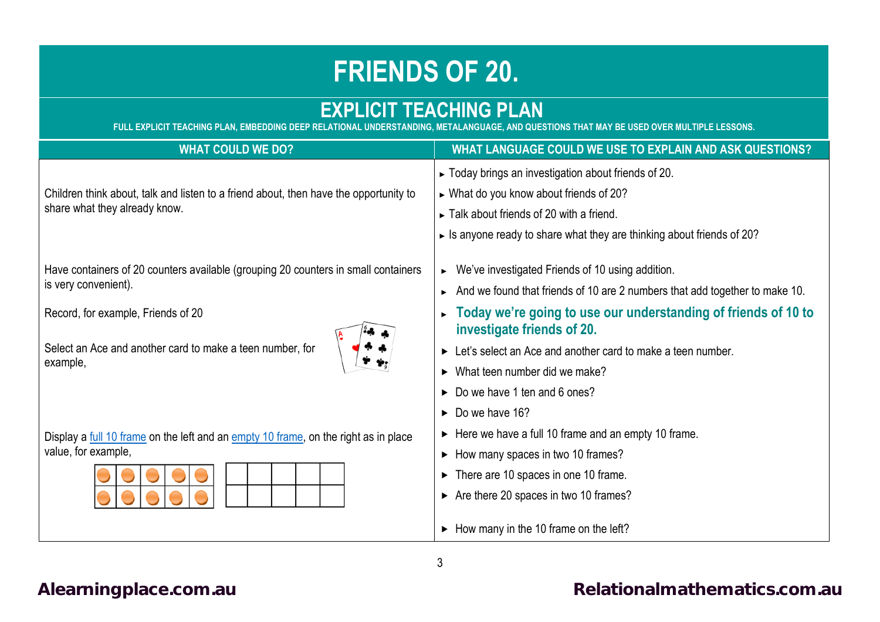# FRIENDS OF 20.

## EXPLICIT TEACHING PLAN

FULL EXPLICIT TEACHING PLAN, EMBEDDING DEEP RELATIONAL UNDERSTANDING, METALANGUAGE, AND QUESTIONS THAT MAY BE USED OVER MULTIPLE LESSONS.

| WHAT COULD WE DO? | WHAT LANGUAGE COULD WE USE TO EXPLAIN AND ASK QUESTIONS? |
|---|---|
| Children think about, talk and listen to a friend about, then have the opportunity to share what they already know. | ► Today brings an investigation about friends of 20.<br>► What do you know about friends of 20?<br>► Talk about friends of 20 with a friend.<br>► Is anyone ready to share what they are thinking about friends of 20? |
| Have containers of 20 counters available (grouping 20 counters in small containers is very convenient).<br><br>Record, for example, Friends of 20<br><br>Select an Ace and another card to make a teen number, for example, | ► We've investigated Friends of 10 using addition.<br>► And we found that friends of 10 are 2 numbers that add together to make 10.<br>► **Today we're going to use our understanding of friends of 10 to investigate friends of 20.**<br>► Let's select an Ace and another card to make a teen number.<br>► What teen number did we make?<br>► Do we have 1 ten and 6 ones?<br>► Do we have 16? |
| Display a full 10 frame on the left and an empty 10 frame, on the right as in place value, for example, | ► Here we have a full 10 frame and an empty 10 frame.<br>► How many spaces in two 10 frames?<br>► There are 10 spaces in one 10 frame.<br>► Are there 20 spaces in two 10 frames?<br><br>► How many in the 10 frame on the left? |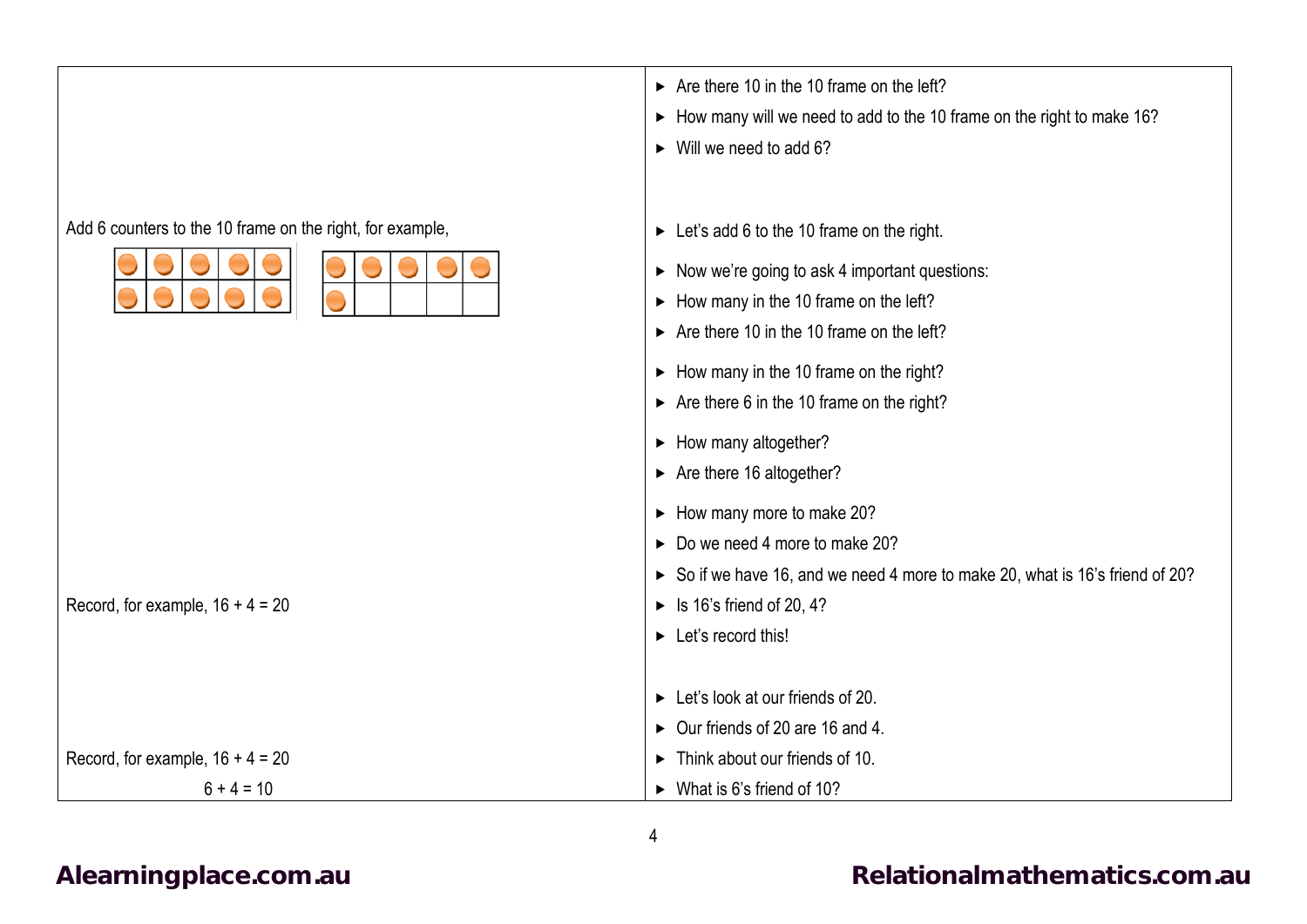| | |
|---|---|
| | ► Are there 10 in the 10 frame on the left?<br>► How many will we need to add to the 10 frame on the right to make 16?<br>► Will we need to add 6? |
| Add 6 counters to the 10 frame on the right, for example, | ► Let's add 6 to the 10 frame on the right.<br>► Now we're going to ask 4 important questions:<br>► How many in the 10 frame on the left?<br>► Are there 10 in the 10 frame on the left?<br>► How many in the 10 frame on the right?<br>► Are there 6 in the 10 frame on the right?<br>► How many altogether?<br>► Are there 16 altogether?<br>► How many more to make 20?<br>► Do we need 4 more to make 20?<br>► So if we have 16, and we need 4 more to make 20, what is 16's friend of 20? |
| Record, for example, 16 + 4 = 20 | ► Is 16's friend of 20, 4?<br>► Let's record this! |
| Record, for example, 16 + 4 = 20<br>6 + 4 = 10 | ► Let's look at our friends of 20.<br>► Our friends of 20 are 16 and 4.<br>► Think about our friends of 10.<br>► What is 6's friend of 10? |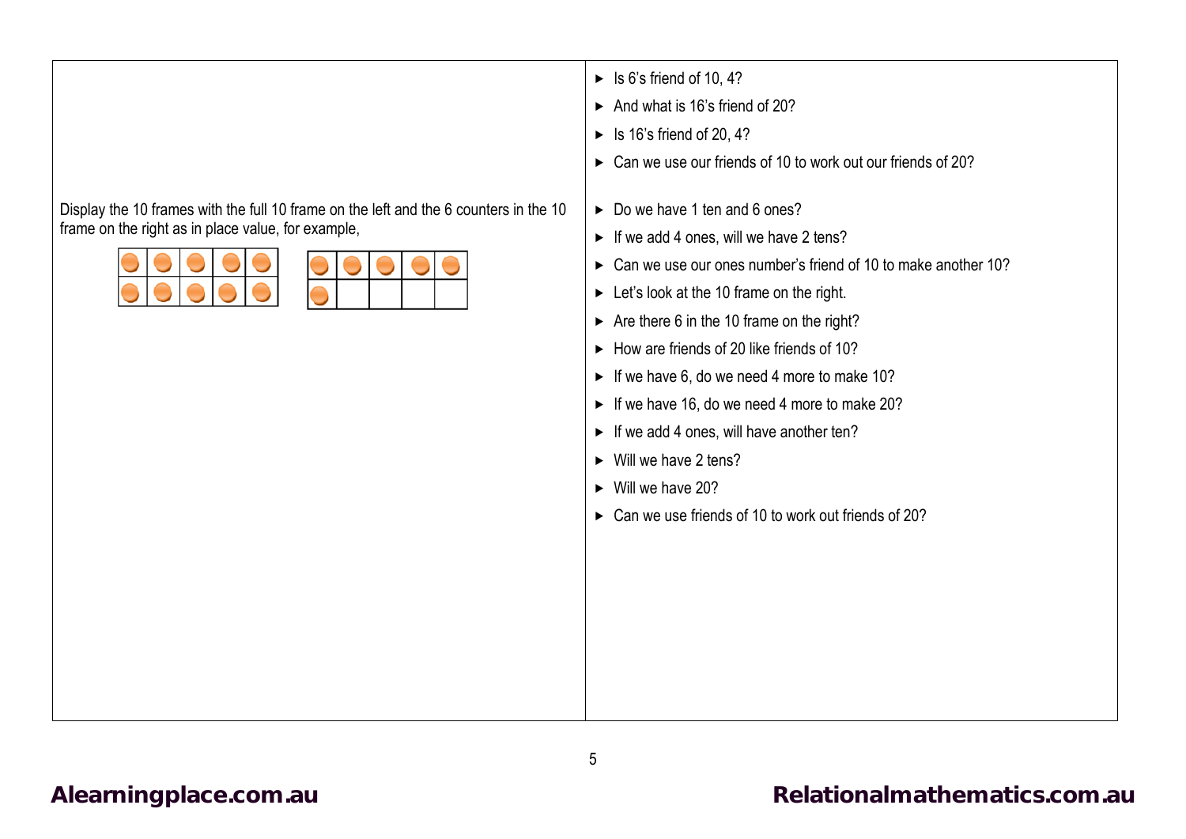| | |
|---|---|
| Display the 10 frames with the full 10 frame on the left and the 6 counters in the 10 frame on the right as in place value, for example, | ► Is 6's friend of 10, 4?<br>► And what is 16's friend of 20?<br>► Is 16's friend of 20, 4?<br>► Can we use our friends of 10 to work out our friends of 20?<br><br>► Do we have 1 ten and 6 ones?<br>► If we add 4 ones, will we have 2 tens?<br>► Can we use our ones number's friend of 10 to make another 10?<br>► Let's look at the 10 frame on the right.<br>► Are there 6 in the 10 frame on the right?<br>► How are friends of 20 like friends of 10?<br>► If we have 6, do we need 4 more to make 10?<br>► If we have 16, do we need 4 more to make 20?<br>► If we add 4 ones, will have another ten?<br>► Will we have 2 tens?<br>► Will we have 20?<br>► Can we use friends of 10 to work out friends of 20? |

Alearningplace.com.au

Relationalmathematics.com.au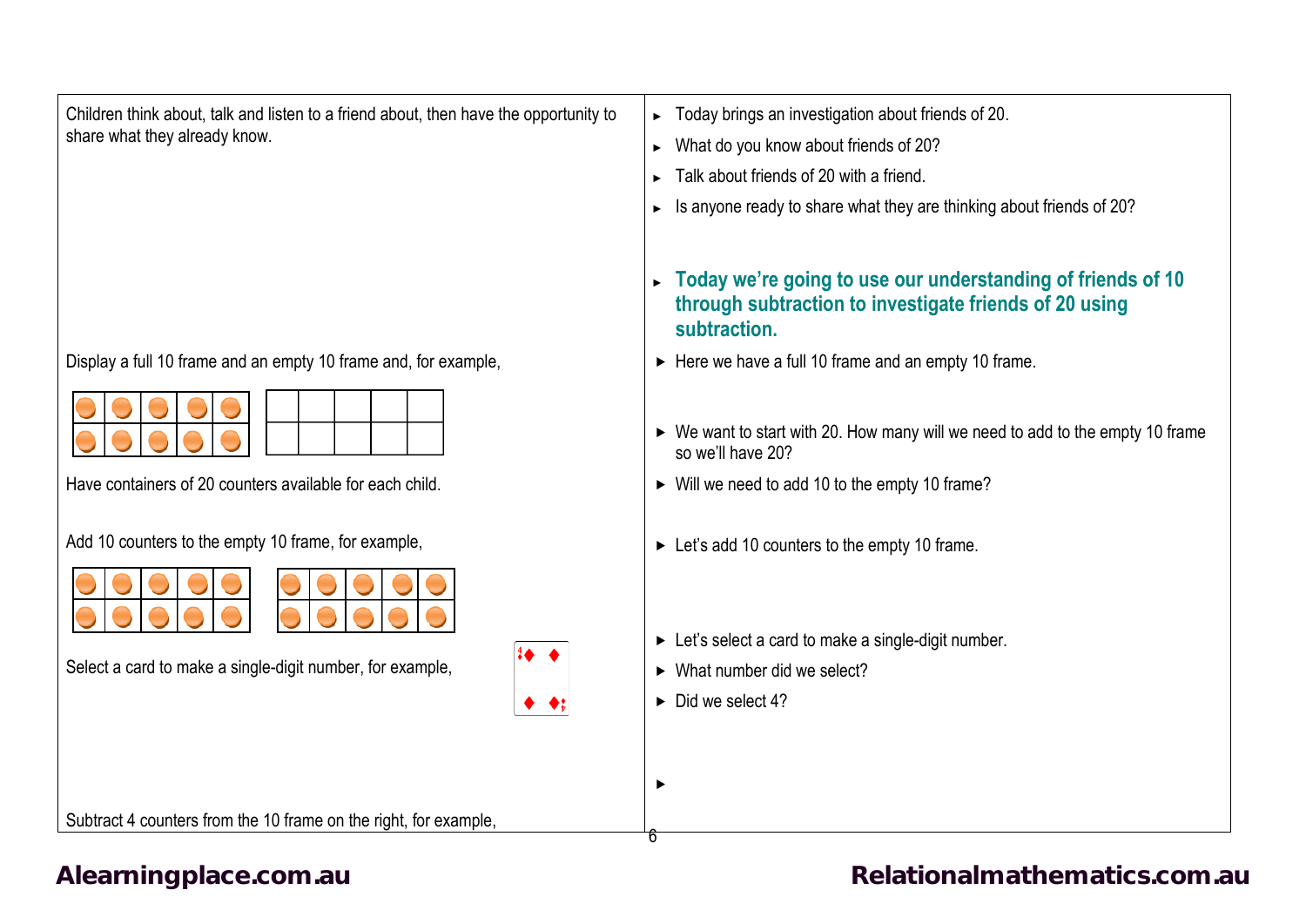| | |
|---|---|
| Children think about, talk and listen to a friend about, then have the opportunity to share what they already know. | ► Today brings an investigation about friends of 20.<br>► What do you know about friends of 20?<br>► Talk about friends of 20 with a friend.<br>► Is anyone ready to share what they are thinking about friends of 20?<br><br>► **Today we're going to use our understanding of friends of 10 through subtraction to investigate friends of 20 using subtraction.** |
| Display a full 10 frame and an empty 10 frame and, for example,<br><br>Have containers of 20 counters available for each child. | ► Here we have a full 10 frame and an empty 10 frame.<br><br>► We want to start with 20. How many will we need to add to the empty 10 frame so we'll have 20?<br>► Will we need to add 10 to the empty 10 frame? |
| Add 10 counters to the empty 10 frame, for example, | ► Let's add 10 counters to the empty 10 frame. |
| Select a card to make a single-digit number, for example, | ► Let's select a card to make a single-digit number.<br>► What number did we select?<br>► Did we select 4?<br><br>► |
| Subtract 4 counters from the 10 frame on the right, for example, | |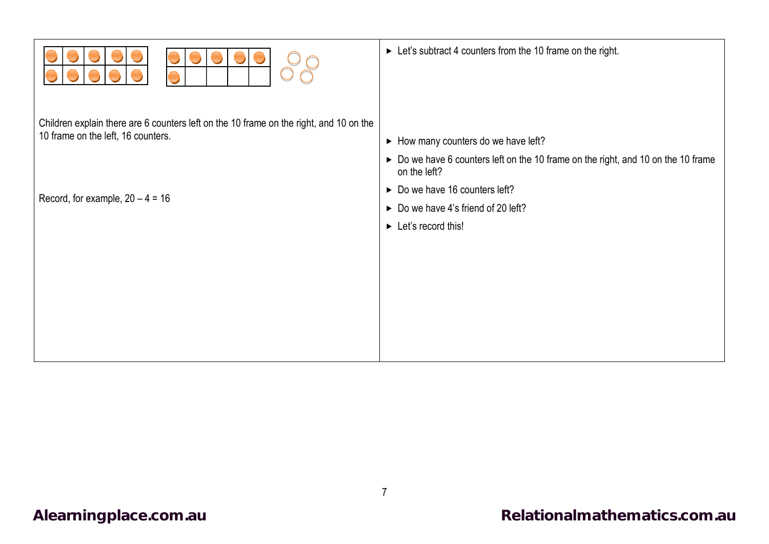| | |
|---|---|
| Children explain there are 6 counters left on the 10 frame on the right, and 10 on the 10 frame on the left, 16 counters.<br><br>Record, for example, 20 – 4 = 16 | ► Let's subtract 4 counters from the 10 frame on the right.<br><br>► How many counters do we have left?<br>► Do we have 6 counters left on the 10 frame on the right, and 10 on the 10 frame on the left?<br>► Do we have 16 counters left?<br>► Do we have 4's friend of 20 left?<br>► Let's record this! |

Alearningplace.com.au

Relationalmathematics.com.au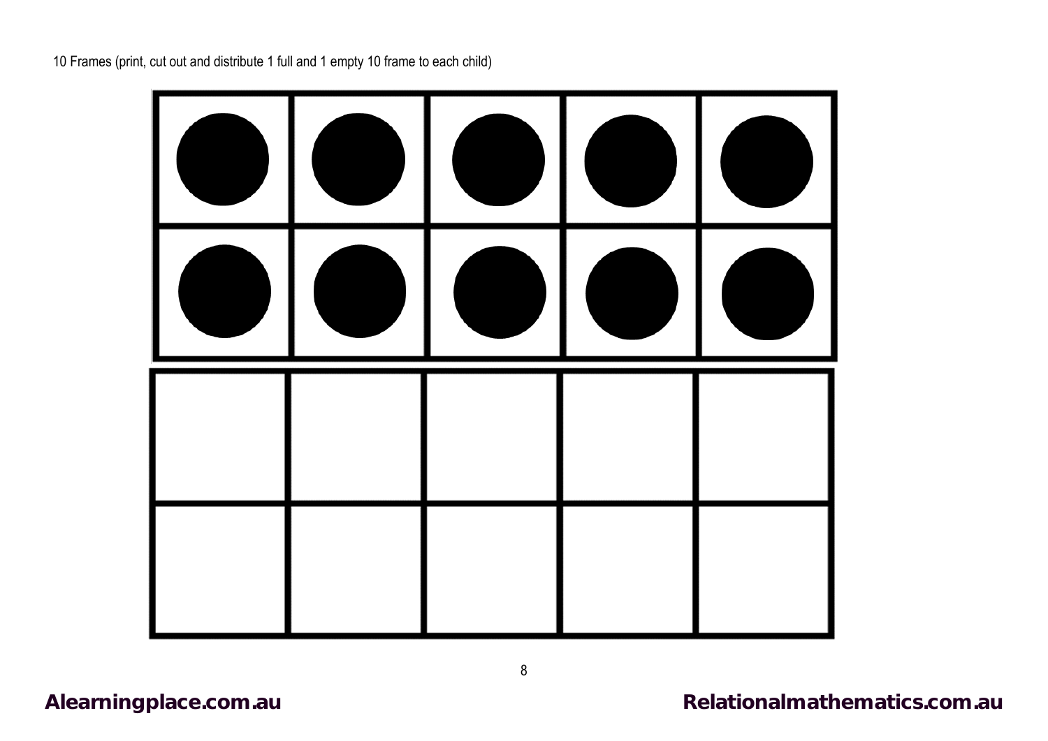10 Frames (print, cut out and distribute 1 full and 1 empty 10 frame to each child)

| | | | | |
|---|---|---|---|---|
| ● | ● | ● | ● | ● |
| ● | ● | ● | ● | ● |

| | | | | |
|---|---|---|---|---|
| | | | | |
| | | | | |

Alearningplace.com.au

Relationalmathematics.com.au